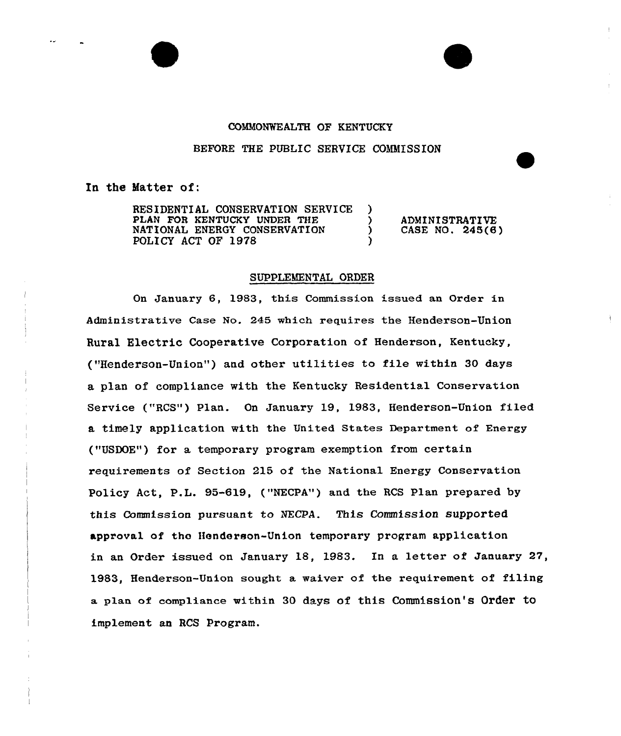COMMONWEALTH OF KENTUCKY

BEFORE THE PUBLIC SERVICE COMMISSION

In the Matter of:

| | | |
|---|---|---|
| RESIDENTIAL CONSERVATION SERVICE PLAN FOR KENTUCKY UNDER THE NATIONAL ENERGY CONSERVATION POLICY ACT OF 1978 | ) ) ) ) | ADMINISTRATIVE CASE NO. 245(6) |

## SUPPLEMENTAL ORDER

On January 6, 1983, this Commission issued an Order in Administrative Case No. 245 which requires the Henderson-Union Rural Electric Cooperative Corporation of Henderson, Kentucky, ("Henderson-Union") and other utilities to file within 30 days a plan of compliance with the Kentucky Residential Conservation Service ("RCS") Plan. On January 19, 1983, Henderson-Union filed a timely application with the United States Department of Energy ("USDOE") for a temporary program exemption from certain requirements of Section 215 of the National Energy Conservation Policy Act, P.L. 95-619, ("NECPA") and the RCS Plan prepared by this Commission pursuant to NECPA. This Commission supported approval of the Henderson-Union temporary program application in an Order issued on January 18, 1983. In a letter of January 27, 1983, Henderson-Union sought a waiver of the requirement of filing a plan of compliance within 30 days of this Commission's Order to implement an RCS Program.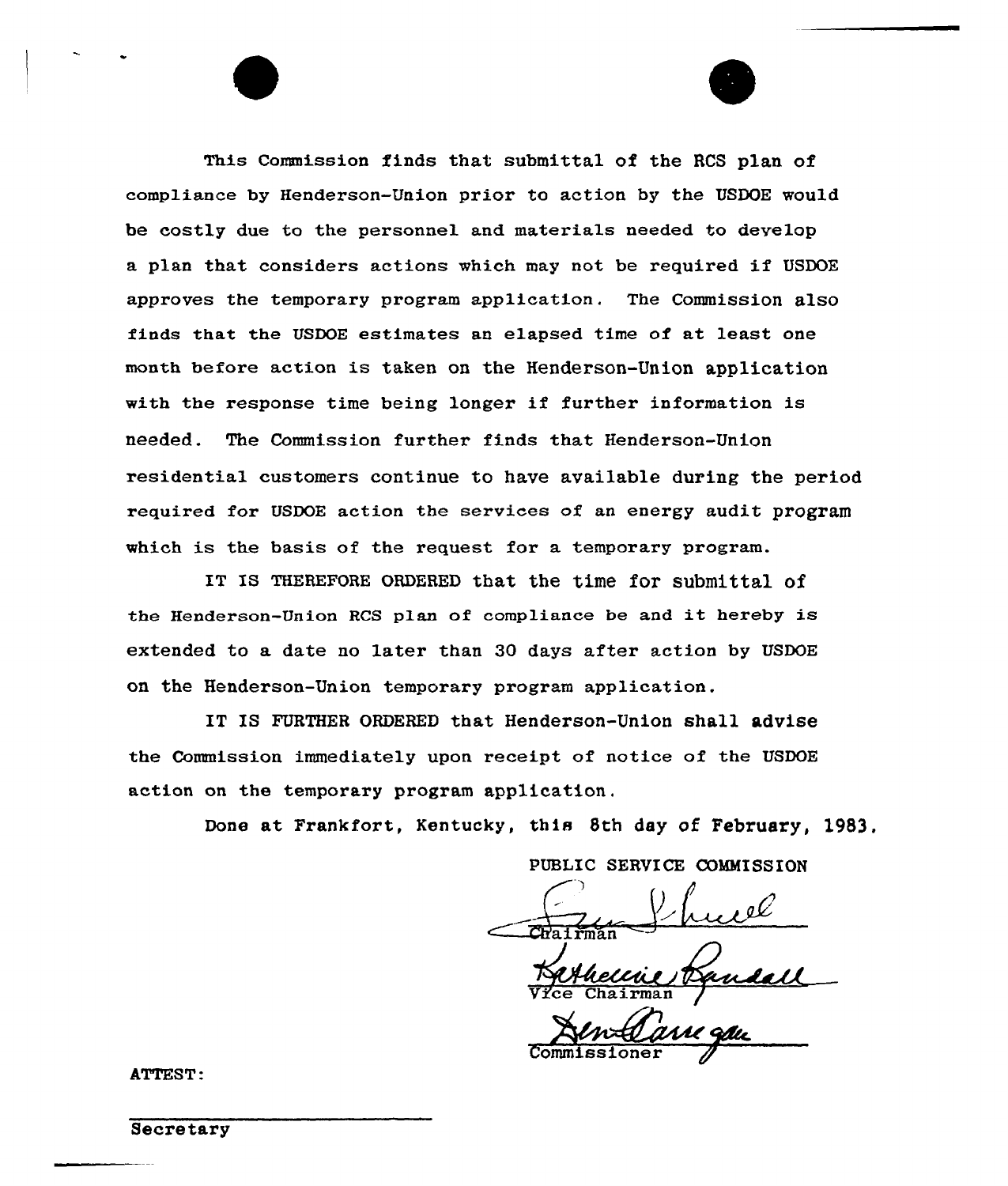This Commission finds that submittal of the RCS plan of compliance by Henderson-Union prior to action by the USDOE would be costly due to the personnel and materials needed to develop a plan that considers actions which may not be required if USDOE approves the temporary program application. The Commission also finds that the USDOE estimates an elapsed time of at least one month before action is taken on the Henderson-Union application with the response time being longer if further information is needed. The Commission further finds that Henderson-Union residential customers continue to have available during the period required for USDOE action the services of an energy audit program which is the basis of the request for a temporary program.

IT IS THEREFORE ORDERED that the time for submittal of the Henderson-Union RCS plan of compliance be and it hereby is extended to a date no later than 30 days after action by USDOE on the Henderson-Union temporary program application.

IT IS FURTHER ORDERED that Henderson-Union shall advise the Commission immediately upon receipt of notice of the USDOE action on the temporary program application.

Done at Frankfort, Kentucky, this 8th day of February, 1983.

PUBLIC SERVICE COMMISSION

Chairman

Vice Chairman

Commissioner

ATTEST:

Secretary